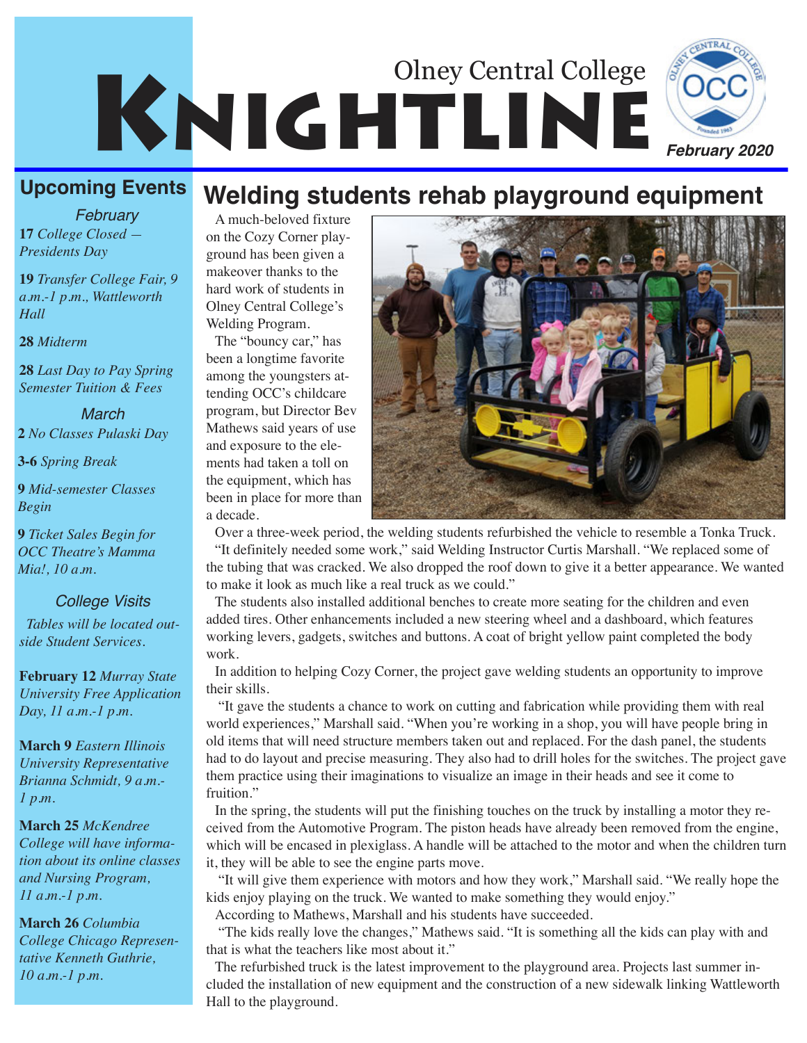# Olney Central College KNIGHTLINE

*February 2020*

## Upcoming Events

### February

**17** *College Closed — Presidents Day*

**19** *Transfer College Fair, 9 a.m.-1 p.m., Wattleworth Hall*

**28** *Midterm*

**28** *Last Day to Pay Spring Semester Tuition & Fees*

### March

**2** *No Classes Pulaski Day*

**3-6** *Spring Break*

**9** *Mid-semester Classes Begin*

**9** *Ticket Sales Begin for OCC Theatre's Mamma Mia!, 10 a.m.*

### College Visits

*Tables will be located outside Student Services.*

**February 12** *Murray State University Free Application Day, 11 a.m.-1 p.m.*

**March 9** *Eastern Illinois University Representative Brianna Schmidt, 9 a.m.-1 p.m.*

**March 25** *McKendree College will have information about its online classes and Nursing Program, 11 a.m.-1 p.m.*

**March 26** *Columbia College Chicago Representative Kenneth Guthrie, 10 a.m.-1 p.m.*

## Welding students rehab playground equipment

A much-beloved fixture on the Cozy Corner playground has been given a makeover thanks to the hard work of students in Olney Central College's Welding Program.

The "bouncy car," has been a longtime favorite among the youngsters attending OCC's childcare program, but Director Bev Mathews said years of use and exposure to the elements had taken a toll on the equipment, which has been in place for more than a decade.

Over a three-week period, the welding students refurbished the vehicle to resemble a Tonka Truck.

"It definitely needed some work," said Welding Instructor Curtis Marshall. "We replaced some of the tubing that was cracked. We also dropped the roof down to give it a better appearance. We wanted to make it look as much like a real truck as we could."

The students also installed additional benches to create more seating for the children and even added tires. Other enhancements included a new steering wheel and a dashboard, which features working levers, gadgets, switches and buttons. A coat of bright yellow paint completed the body work.

In addition to helping Cozy Corner, the project gave welding students an opportunity to improve their skills.

"It gave the students a chance to work on cutting and fabrication while providing them with real world experiences," Marshall said. "When you're working in a shop, you will have people bring in old items that will need structure members taken out and replaced. For the dash panel, the students had to do layout and precise measuring. They also had to drill holes for the switches. The project gave them practice using their imaginations to visualize an image in their heads and see it come to fruition."

In the spring, the students will put the finishing touches on the truck by installing a motor they received from the Automotive Program. The piston heads have already been removed from the engine, which will be encased in plexiglass. A handle will be attached to the motor and when the children turn it, they will be able to see the engine parts move.

"It will give them experience with motors and how they work," Marshall said. "We really hope the kids enjoy playing on the truck. We wanted to make something they would enjoy."

According to Mathews, Marshall and his students have succeeded.

"The kids really love the changes," Mathews said. "It is something all the kids can play with and that is what the teachers like most about it."

The refurbished truck is the latest improvement to the playground area. Projects last summer included the installation of new equipment and the construction of a new sidewalk linking Wattleworth Hall to the playground.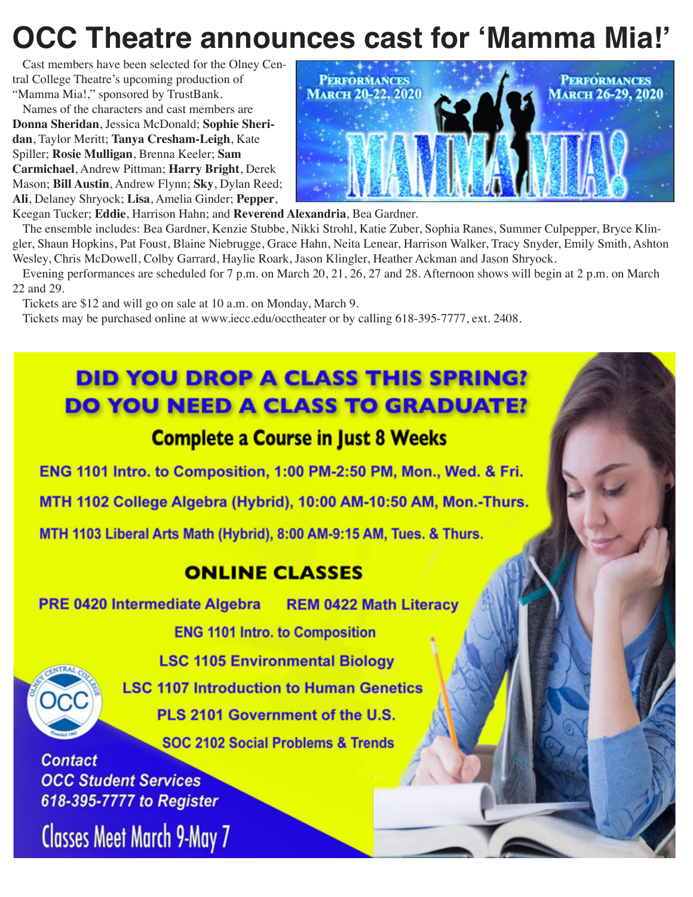# OCC Theatre announces cast for 'Mamma Mia!'

Cast members have been selected for the Olney Central College Theatre's upcoming production of "Mamma Mia!," sponsored by TrustBank.

Names of the characters and cast members are **Donna Sheridan**, Jessica McDonald; **Sophie Sheridan**, Taylor Meritt; **Tanya Cresham-Leigh**, Kate Spiller; **Rosie Mulligan**, Brenna Keeler; **Sam Carmichael**, Andrew Pittman; **Harry Bright**, Derek Mason; **Bill Austin**, Andrew Flynn; **Sky**, Dylan Reed; **Ali**, Delaney Shryock; **Lisa**, Amelia Ginder; **Pepper**, Keegan Tucker; **Eddie**, Harrison Hahn; and **Reverend Alexandria**, Bea Gardner.

The ensemble includes: Bea Gardner, Kenzie Stubbe, Nikki Strohl, Katie Zuber, Sophia Ranes, Summer Culpepper, Bryce Klingler, Shaun Hopkins, Pat Foust, Blaine Niebrugge, Grace Hahn, Neita Lenear, Harrison Walker, Tracy Snyder, Emily Smith, Ashton Wesley, Chris McDowell, Colby Garrard, Haylie Roark, Jason Klingler, Heather Ackman and Jason Shryock.

Evening performances are scheduled for 7 p.m. on March 20, 21, 26, 27 and 28. Afternoon shows will begin at 2 p.m. on March 22 and 29.

Tickets are $12 and will go on sale at 10 a.m. on Monday, March 9.

Tickets may be purchased online at www.iecc.edu/occtheater or by calling 618-395-7777, ext. 2408.

Performances March 20-22, 2020

Performances March 26-29, 2020

MAMMA MIA!

## DID YOU DROP A CLASS THIS SPRING? DO YOU NEED A CLASS TO GRADUATE?

### Complete a Course in Just 8 Weeks

**ENG 1101 Intro. to Composition, 1:00 PM-2:50 PM, Mon., Wed. & Fri.**

**MTH 1102 College Algebra (Hybrid), 10:00 AM-10:50 AM, Mon.-Thurs.**

**MTH 1103 Liberal Arts Math (Hybrid), 8:00 AM-9:15 AM, Tues. & Thurs.**

### ONLINE CLASSES

**PRE 0420 Intermediate Algebra**

**REM 0422 Math Literacy**

**ENG 1101 Intro. to Composition**

**LSC 1105 Environmental Biology**

**LSC 1107 Introduction to Human Genetics**

**PLS 2101 Government of the U.S.**

**SOC 2102 Social Problems & Trends**

*Contact OCC Student Services 618-395-7777 to Register*

**Classes Meet March 9-May 7**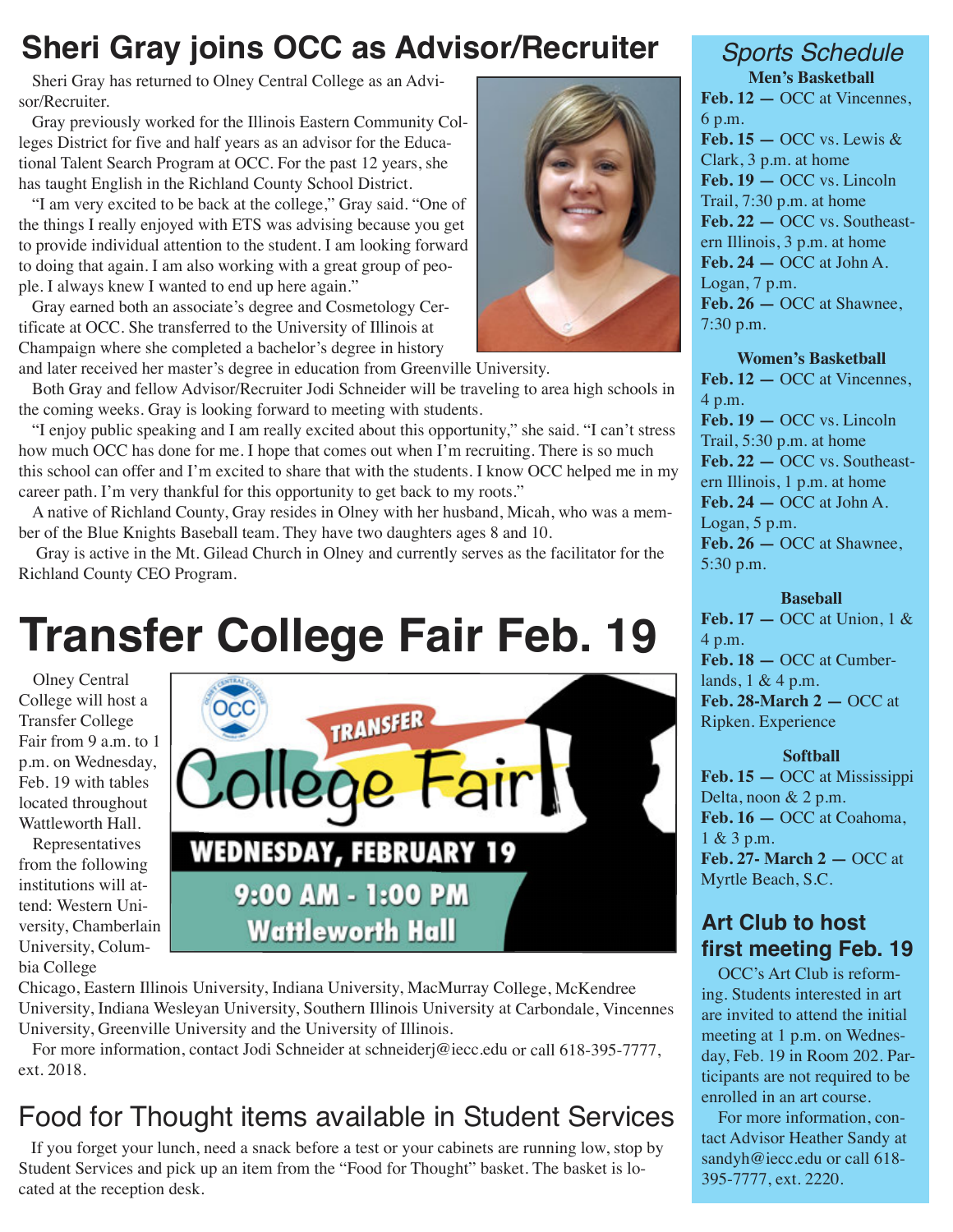# Sheri Gray joins OCC as Advisor/Recruiter

Sheri Gray has returned to Olney Central College as an Advisor/Recruiter.

Gray previously worked for the Illinois Eastern Community Colleges District for five and half years as an advisor for the Educational Talent Search Program at OCC. For the past 12 years, she has taught English in the Richland County School District.

"I am very excited to be back at the college," Gray said. "One of the things I really enjoyed with ETS was advising because you get to provide individual attention to the student. I am looking forward to doing that again. I am also working with a great group of people. I always knew I wanted to end up here again."

Gray earned both an associate's degree and Cosmetology Certificate at OCC. She transferred to the University of Illinois at Champaign where she completed a bachelor's degree in history and later received her master's degree in education from Greenville University.

Both Gray and fellow Advisor/Recruiter Jodi Schneider will be traveling to area high schools in the coming weeks. Gray is looking forward to meeting with students.

"I enjoy public speaking and I am really excited about this opportunity," she said. "I can't stress how much OCC has done for me. I hope that comes out when I'm recruiting. There is so much this school can offer and I'm excited to share that with the students. I know OCC helped me in my career path. I'm very thankful for this opportunity to get back to my roots."

A native of Richland County, Gray resides in Olney with her husband, Micah, who was a member of the Blue Knights Baseball team. They have two daughters ages 8 and 10.

Gray is active in the Mt. Gilead Church in Olney and currently serves as the facilitator for the Richland County CEO Program.

# Transfer College Fair Feb. 19

Olney Central College will host a Transfer College Fair from 9 a.m. to 1 p.m. on Wednesday, Feb. 19 with tables located throughout Wattleworth Hall.

TRANSFER College Fair
WEDNESDAY, FEBRUARY 19
9:00 AM - 1:00 PM
Wattleworth Hall

Representatives from the following institutions will attend: Western University, Chamberlain University, Columbia College Chicago, Eastern Illinois University, Indiana University, MacMurray College, McKendree University, Indiana Wesleyan University, Southern Illinois University at Carbondale, Vincennes University, Greenville University and the University of Illinois.

For more information, contact Jodi Schneider at schneiderj@iecc.edu or call 618-395-7777, ext. 2018.

## Food for Thought items available in Student Services

If you forget your lunch, need a snack before a test or your cabinets are running low, stop by Student Services and pick up an item from the "Food for Thought" basket. The basket is located at the reception desk.

## *Sports Schedule*

**Men's Basketball**

**Feb. 12 —** OCC at Vincennes, 6 p.m.
**Feb. 15 —** OCC vs. Lewis & Clark, 3 p.m. at home
**Feb. 19 —** OCC vs. Lincoln Trail, 7:30 p.m. at home
**Feb. 22 —** OCC vs. Southeastern Illinois, 3 p.m. at home
**Feb. 24 —** OCC at John A. Logan, 7 p.m.
**Feb. 26 —** OCC at Shawnee, 7:30 p.m.

**Women's Basketball**

**Feb. 12 —** OCC at Vincennes, 4 p.m.
**Feb. 19 —** OCC vs. Lincoln Trail, 5:30 p.m. at home
**Feb. 22 —** OCC vs. Southeastern Illinois, 1 p.m. at home
**Feb. 24 —** OCC at John A. Logan, 5 p.m.
**Feb. 26 —** OCC at Shawnee, 5:30 p.m.

**Baseball**

**Feb. 17 —** OCC at Union, 1 & 4 p.m.
**Feb. 18 —** OCC at Cumberlands, 1 & 4 p.m.
**Feb. 28-March 2 —** OCC at Ripken. Experience

**Softball**

**Feb. 15 —** OCC at Mississippi Delta, noon & 2 p.m.
**Feb. 16 —** OCC at Coahoma, 1 & 3 p.m.
**Feb. 27- March 2 —** OCC at Myrtle Beach, S.C.

## Art Club to host first meeting Feb. 19

OCC's Art Club is reforming. Students interested in art are invited to attend the initial meeting at 1 p.m. on Wednesday, Feb. 19 in Room 202. Participants are not required to be enrolled in an art course.

For more information, contact Advisor Heather Sandy at sandyh@iecc.edu or call 618-395-7777, ext. 2220.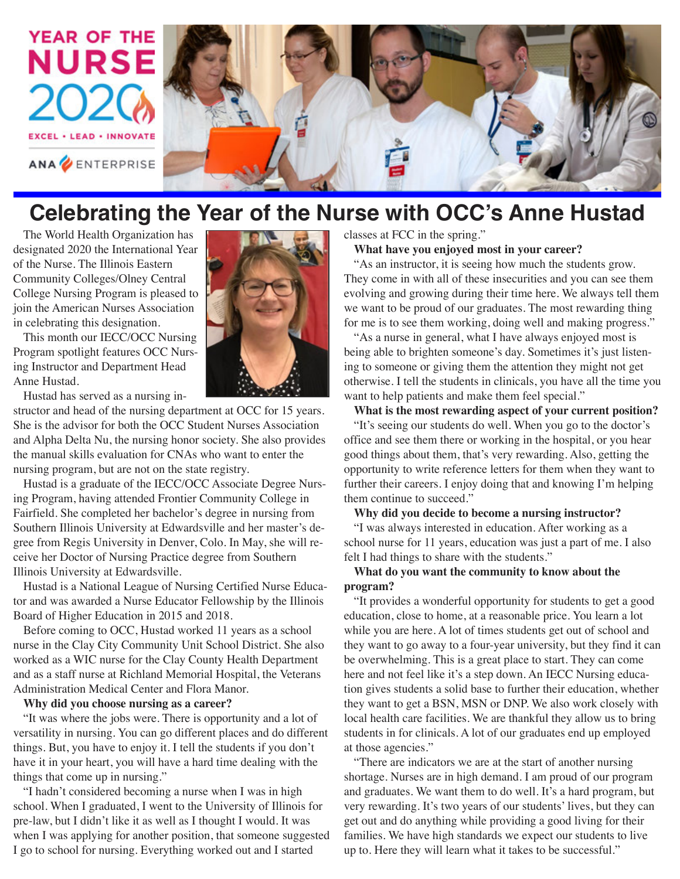YEAR OF THE NURSE 2020

EXCEL • LEAD • INNOVATE

ANA ENTERPRISE

# Celebrating the Year of the Nurse with OCC's Anne Hustad

The World Health Organization has designated 2020 the International Year of the Nurse. The Illinois Eastern Community Colleges/Olney Central College Nursing Program is pleased to join the American Nurses Association in celebrating this designation.

This month our IECC/OCC Nursing Program spotlight features OCC Nursing Instructor and Department Head Anne Hustad.

Hustad has served as a nursing instructor and head of the nursing department at OCC for 15 years. She is the advisor for both the OCC Student Nurses Association and Alpha Delta Nu, the nursing honor society. She also provides the manual skills evaluation for CNAs who want to enter the nursing program, but are not on the state registry.

Hustad is a graduate of the IECC/OCC Associate Degree Nursing Program, having attended Frontier Community College in Fairfield. She completed her bachelor's degree in nursing from Southern Illinois University at Edwardsville and her master's degree from Regis University in Denver, Colo. In May, she will receive her Doctor of Nursing Practice degree from Southern Illinois University at Edwardsville.

Hustad is a National League of Nursing Certified Nurse Educator and was awarded a Nurse Educator Fellowship by the Illinois Board of Higher Education in 2015 and 2018.

Before coming to OCC, Hustad worked 11 years as a school nurse in the Clay City Community Unit School District. She also worked as a WIC nurse for the Clay County Health Department and as a staff nurse at Richland Memorial Hospital, the Veterans Administration Medical Center and Flora Manor.

**Why did you choose nursing as a career?**

"It was where the jobs were. There is opportunity and a lot of versatility in nursing. You can go different places and do different things. But, you have to enjoy it. I tell the students if you don't have it in your heart, you will have a hard time dealing with the things that come up in nursing."

"I hadn't considered becoming a nurse when I was in high school. When I graduated, I went to the University of Illinois for pre-law, but I didn't like it as well as I thought I would. It was when I was applying for another position, that someone suggested I go to school for nursing. Everything worked out and I started classes at FCC in the spring."

**What have you enjoyed most in your career?**

"As an instructor, it is seeing how much the students grow. They come in with all of these insecurities and you can see them evolving and growing during their time here. We always tell them we want to be proud of our graduates. The most rewarding thing for me is to see them working, doing well and making progress."

"As a nurse in general, what I have always enjoyed most is being able to brighten someone's day. Sometimes it's just listening to someone or giving them the attention they might not get otherwise. I tell the students in clinicals, you have all the time you want to help patients and make them feel special."

**What is the most rewarding aspect of your current position?**

"It's seeing our students do well. When you go to the doctor's office and see them there or working in the hospital, or you hear good things about them, that's very rewarding. Also, getting the opportunity to write reference letters for them when they want to further their careers. I enjoy doing that and knowing I'm helping them continue to succeed."

**Why did you decide to become a nursing instructor?**

"I was always interested in education. After working as a school nurse for 11 years, education was just a part of me. I also felt I had things to share with the students."

**What do you want the community to know about the program?**

"It provides a wonderful opportunity for students to get a good education, close to home, at a reasonable price. You learn a lot while you are here. A lot of times students get out of school and they want to go away to a four-year university, but they find it can be overwhelming. This is a great place to start. They can come here and not feel like it's a step down. An IECC Nursing education gives students a solid base to further their education, whether they want to get a BSN, MSN or DNP. We also work closely with local health care facilities. We are thankful they allow us to bring students in for clinicals. A lot of our graduates end up employed at those agencies."

"There are indicators we are at the start of another nursing shortage. Nurses are in high demand. I am proud of our program and graduates. We want them to do well. It's a hard program, but very rewarding. It's two years of our students' lives, but they can get out and do anything while providing a good living for their families. We have high standards we expect our students to live up to. Here they will learn what it takes to be successful."